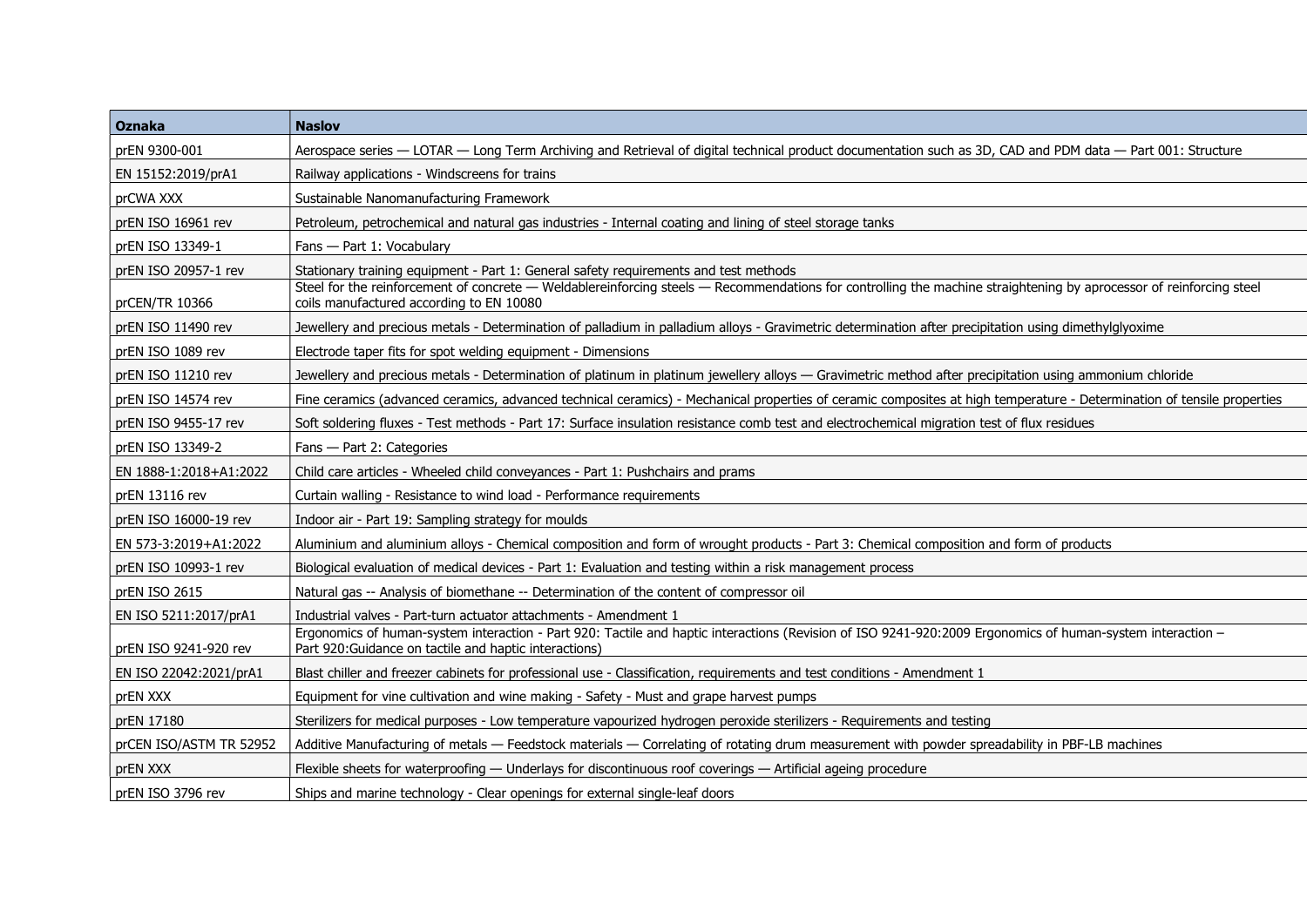| Oznaka | Naslov |
|---|---|
| prEN 9300-001 | Aerospace series — LOTAR — Long Term Archiving and Retrieval of digital technical product documentation such as 3D, CAD and PDM data — Part 001: Structure |
| EN 15152:2019/prA1 | Railway applications - Windscreens for trains |
| prCWA XXX | Sustainable Nanomanufacturing Framework |
| prEN ISO 16961 rev | Petroleum, petrochemical and natural gas industries - Internal coating and lining of steel storage tanks |
| prEN ISO 13349-1 | Fans — Part 1: Vocabulary |
| prEN ISO 20957-1 rev | Stationary training equipment - Part 1: General safety requirements and test methods |
| prCEN/TR 10366 | Steel for the reinforcement of concrete — Weldablereinforcing steels — Recommendations for controlling the machine straightening by aprocessor of reinforcing steel coils manufactured according to EN 10080 |
| prEN ISO 11490 rev | Jewellery and precious metals - Determination of palladium in palladium alloys - Gravimetric determination after precipitation using dimethylglyoxime |
| prEN ISO 1089 rev | Electrode taper fits for spot welding equipment - Dimensions |
| prEN ISO 11210 rev | Jewellery and precious metals - Determination of platinum in platinum jewellery alloys — Gravimetric method after precipitation using ammonium chloride |
| prEN ISO 14574 rev | Fine ceramics (advanced ceramics, advanced technical ceramics) - Mechanical properties of ceramic composites at high temperature - Determination of tensile properties |
| prEN ISO 9455-17 rev | Soft soldering fluxes - Test methods - Part 17: Surface insulation resistance comb test and electrochemical migration test of flux residues |
| prEN ISO 13349-2 | Fans — Part 2: Categories |
| EN 1888-1:2018+A1:2022 | Child care articles - Wheeled child conveyances - Part 1: Pushchairs and prams |
| prEN 13116 rev | Curtain walling - Resistance to wind load - Performance requirements |
| prEN ISO 16000-19 rev | Indoor air - Part 19: Sampling strategy for moulds |
| EN 573-3:2019+A1:2022 | Aluminium and aluminium alloys - Chemical composition and form of wrought products - Part 3: Chemical composition and form of products |
| prEN ISO 10993-1 rev | Biological evaluation of medical devices - Part 1: Evaluation and testing within a risk management process |
| prEN ISO 2615 | Natural gas -- Analysis of biomethane -- Determination of the content of compressor oil |
| EN ISO 5211:2017/prA1 | Industrial valves - Part-turn actuator attachments - Amendment 1 |
| prEN ISO 9241-920 rev | Ergonomics of human-system interaction - Part 920: Tactile and haptic interactions (Revision of ISO 9241-920:2009 Ergonomics of human-system interaction – Part 920:Guidance on tactile and haptic interactions) |
| EN ISO 22042:2021/prA1 | Blast chiller and freezer cabinets for professional use - Classification, requirements and test conditions - Amendment 1 |
| prEN XXX | Equipment for vine cultivation and wine making - Safety - Must and grape harvest pumps |
| prEN 17180 | Sterilizers for medical purposes - Low temperature vapourized hydrogen peroxide sterilizers - Requirements and testing |
| prCEN ISO/ASTM TR 52952 | Additive Manufacturing of metals — Feedstock materials — Correlating of rotating drum measurement with powder spreadability in PBF-LB machines |
| prEN XXX | Flexible sheets for waterproofing — Underlays for discontinuous roof coverings — Artificial ageing procedure |
| prEN ISO 3796 rev | Ships and marine technology - Clear openings for external single-leaf doors |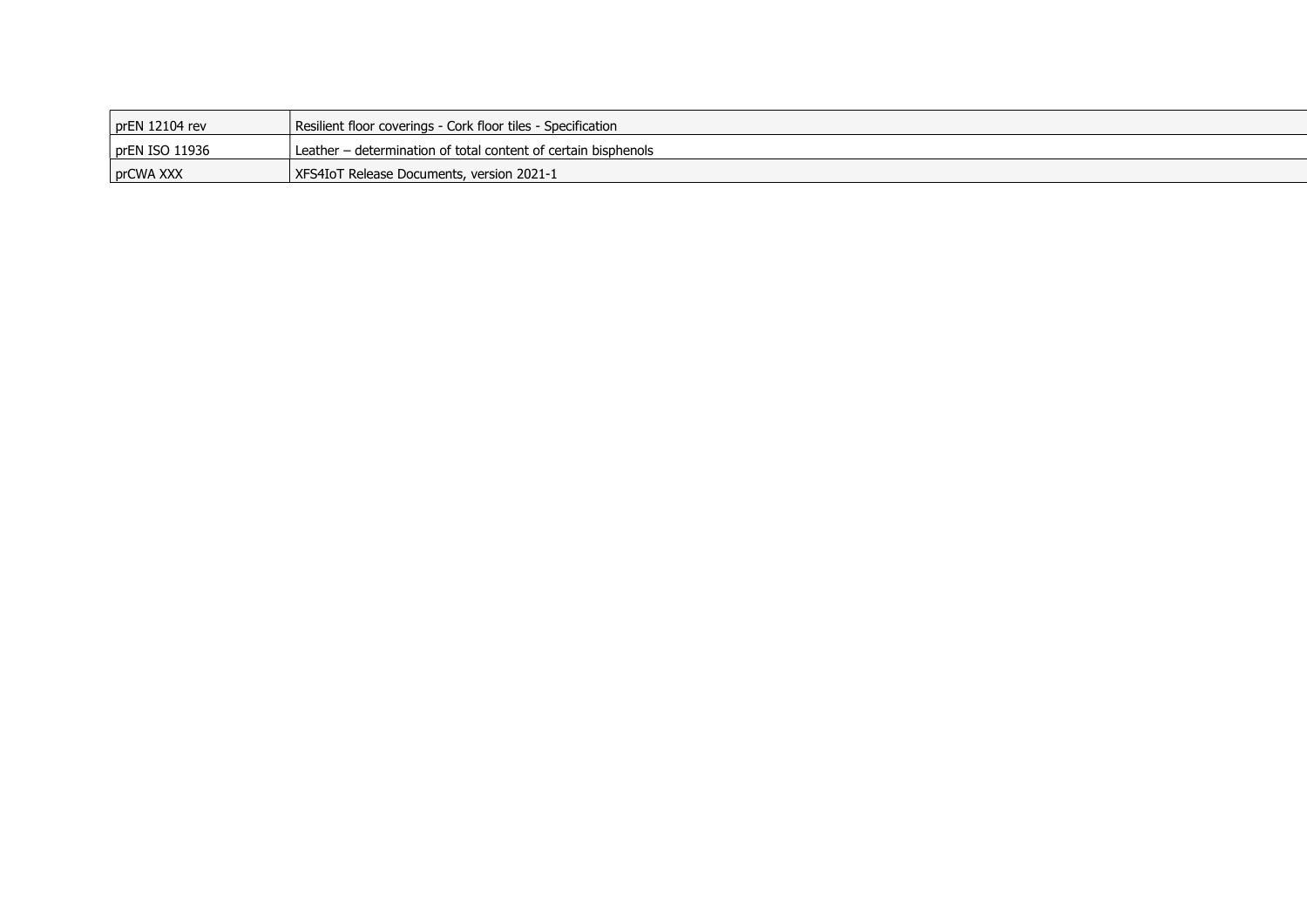| | |
|---|---|
| prEN 12104 rev | Resilient floor coverings - Cork floor tiles - Specification |
| prEN ISO 11936 | Leather – determination of total content of certain bisphenols |
| prCWA XXX | XFS4IoT Release Documents, version 2021-1 |